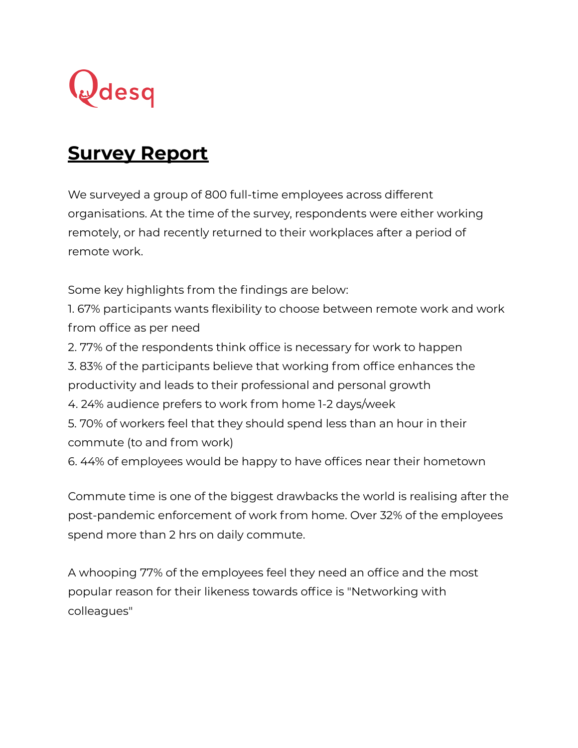Qdesq

# Survey Report

We surveyed a group of 800 full-time employees across different organisations. At the time of the survey, respondents were either working remotely, or had recently returned to their workplaces after a period of remote work.

Some key highlights from the findings are below:

1. 67% participants wants flexibility to choose between remote work and work from office as per need
2. 77% of the respondents think office is necessary for work to happen
3. 83% of the participants believe that working from office enhances the productivity and leads to their professional and personal growth
4. 24% audience prefers to work from home 1-2 days/week
5. 70% of workers feel that they should spend less than an hour in their commute (to and from work)
6. 44% of employees would be happy to have offices near their hometown

Commute time is one of the biggest drawbacks the world is realising after the post-pandemic enforcement of work from home. Over 32% of the employees spend more than 2 hrs on daily commute.

A whooping 77% of the employees feel they need an office and the most popular reason for their likeness towards office is "Networking with colleagues"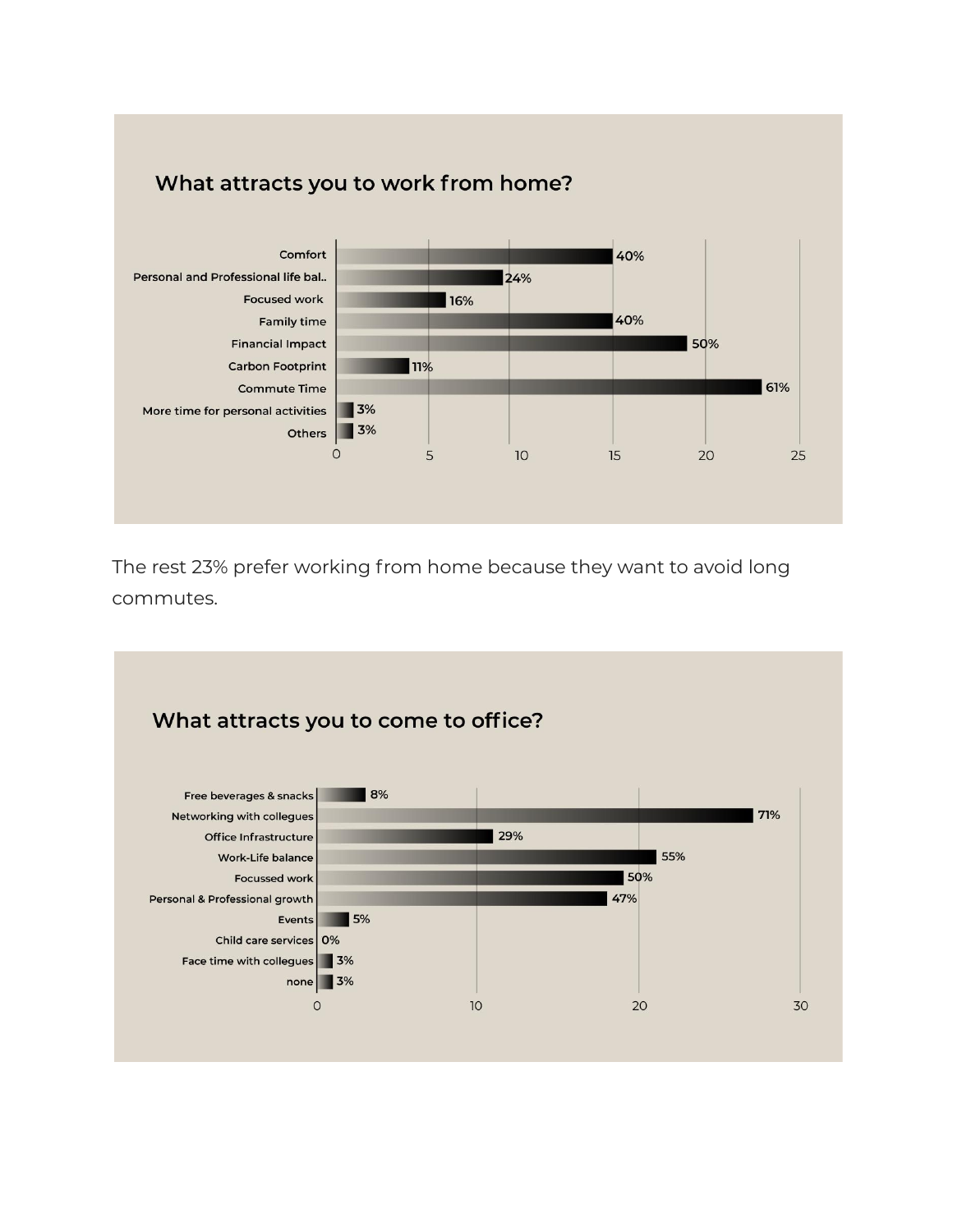## What attracts you to work from home?

| Reason | Percentage |
| --- | --- |
| Comfort | 40% |
| Personal and Professional life bal.. | 24% |
| Focused work | 16% |
| Family time | 40% |
| Financial Impact | 50% |
| Carbon Footprint | 11% |
| Commute Time | 61% |
| More time for personal activities | 3% |
| Others | 3% |

The rest 23% prefer working from home because they want to avoid long commutes.

## What attracts you to come to office?

| Reason | Percentage |
| --- | --- |
| Free beverages & snacks | 8% |
| Networking with collegues | 71% |
| Office Infrastructure | 29% |
| Work-Life balance | 55% |
| Focussed work | 50% |
| Personal & Professional growth | 47% |
| Events | 5% |
| Child care services | 0% |
| Face time with collegues | 3% |
| none | 3% |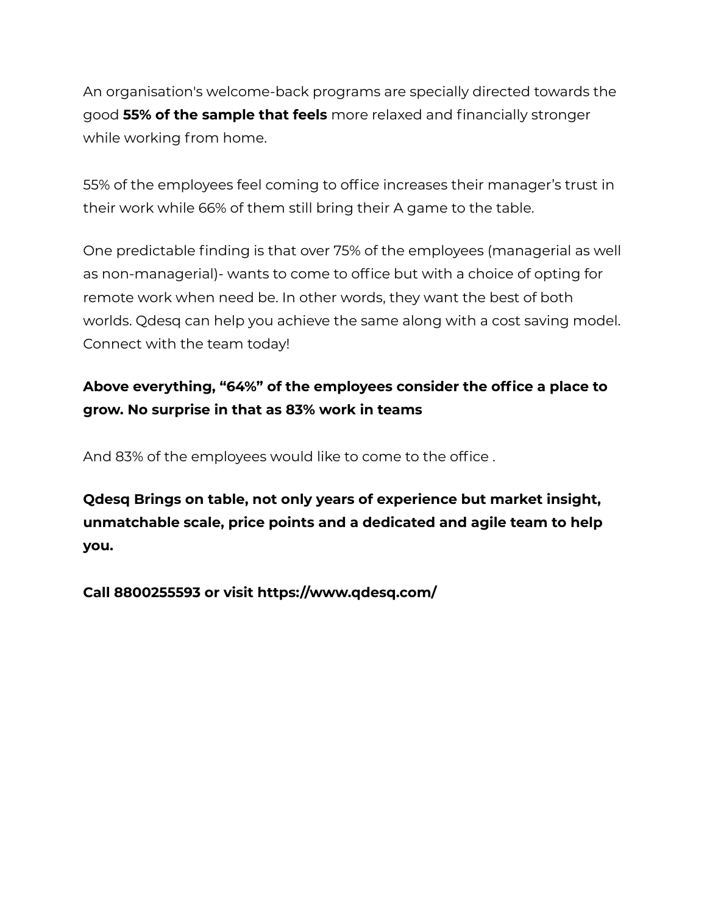An organisation's welcome-back programs are specially directed towards the good **55% of the sample that feels** more relaxed and financially stronger while working from home.

55% of the employees feel coming to office increases their manager's trust in their work while 66% of them still bring their A game to the table.

One predictable finding is that over 75% of the employees (managerial as well as non-managerial)- wants to come to office but with a choice of opting for remote work when need be. In other words, they want the best of both worlds. Qdesq can help you achieve the same along with a cost saving model. Connect with the team today!

**Above everything, "64%" of the employees consider the office a place to grow. No surprise in that as 83% work in teams**

And 83% of the employees would like to come to the office .

**Qdesq Brings on table, not only years of experience but market insight, unmatchable scale, price points and a dedicated and agile team to help you.**

**Call 8800255593 or visit https://www.qdesq.com/**